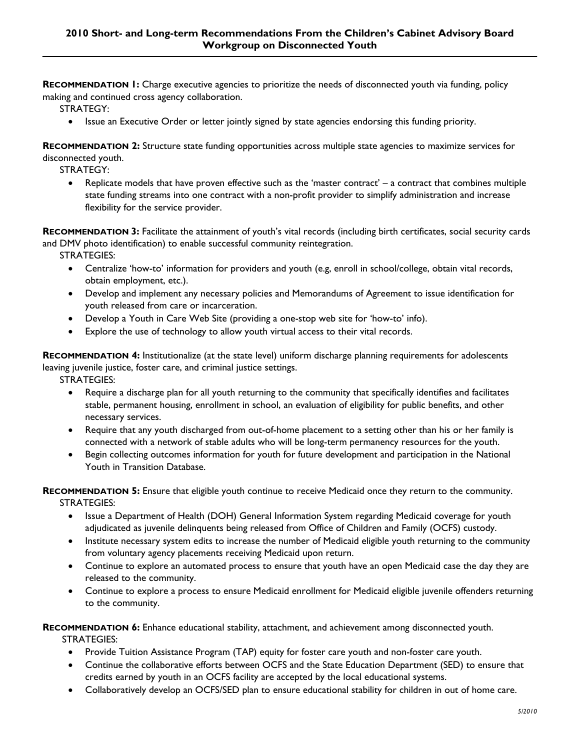## 2010 Short- and Long-term Recommendations From the Children's Cabinet Advisory Board Workgroup on Disconnected Youth

**RECOMMENDATION 1:** Charge executive agencies to prioritize the needs of disconnected youth via funding, policy making and continued cross agency collaboration.

STRATEGY:

- Issue an Executive Order or letter jointly signed by state agencies endorsing this funding priority.

**RECOMMENDATION 2:** Structure state funding opportunities across multiple state agencies to maximize services for disconnected youth.

STRATEGY:

- Replicate models that have proven effective such as the 'master contract' – a contract that combines multiple state funding streams into one contract with a non-profit provider to simplify administration and increase flexibility for the service provider.

**RECOMMENDATION 3:** Facilitate the attainment of youth's vital records (including birth certificates, social security cards and DMV photo identification) to enable successful community reintegration.

STRATEGIES:

- Centralize 'how-to' information for providers and youth (e.g, enroll in school/college, obtain vital records, obtain employment, etc.).
- Develop and implement any necessary policies and Memorandums of Agreement to issue identification for youth released from care or incarceration.
- Develop a Youth in Care Web Site (providing a one-stop web site for 'how-to' info).
- Explore the use of technology to allow youth virtual access to their vital records.

**RECOMMENDATION 4:** Institutionalize (at the state level) uniform discharge planning requirements for adolescents leaving juvenile justice, foster care, and criminal justice settings.

STRATEGIES:

- Require a discharge plan for all youth returning to the community that specifically identifies and facilitates stable, permanent housing, enrollment in school, an evaluation of eligibility for public benefits, and other necessary services.
- Require that any youth discharged from out-of-home placement to a setting other than his or her family is connected with a network of stable adults who will be long-term permanency resources for the youth.
- Begin collecting outcomes information for youth for future development and participation in the National Youth in Transition Database.

**RECOMMENDATION 5:** Ensure that eligible youth continue to receive Medicaid once they return to the community.

STRATEGIES:

- Issue a Department of Health (DOH) General Information System regarding Medicaid coverage for youth adjudicated as juvenile delinquents being released from Office of Children and Family (OCFS) custody.
- Institute necessary system edits to increase the number of Medicaid eligible youth returning to the community from voluntary agency placements receiving Medicaid upon return.
- Continue to explore an automated process to ensure that youth have an open Medicaid case the day they are released to the community.
- Continue to explore a process to ensure Medicaid enrollment for Medicaid eligible juvenile offenders returning to the community.

**RECOMMENDATION 6:** Enhance educational stability, attachment, and achievement among disconnected youth.

STRATEGIES:

- Provide Tuition Assistance Program (TAP) equity for foster care youth and non-foster care youth.
- Continue the collaborative efforts between OCFS and the State Education Department (SED) to ensure that credits earned by youth in an OCFS facility are accepted by the local educational systems.
- Collaboratively develop an OCFS/SED plan to ensure educational stability for children in out of home care.

*5/2010*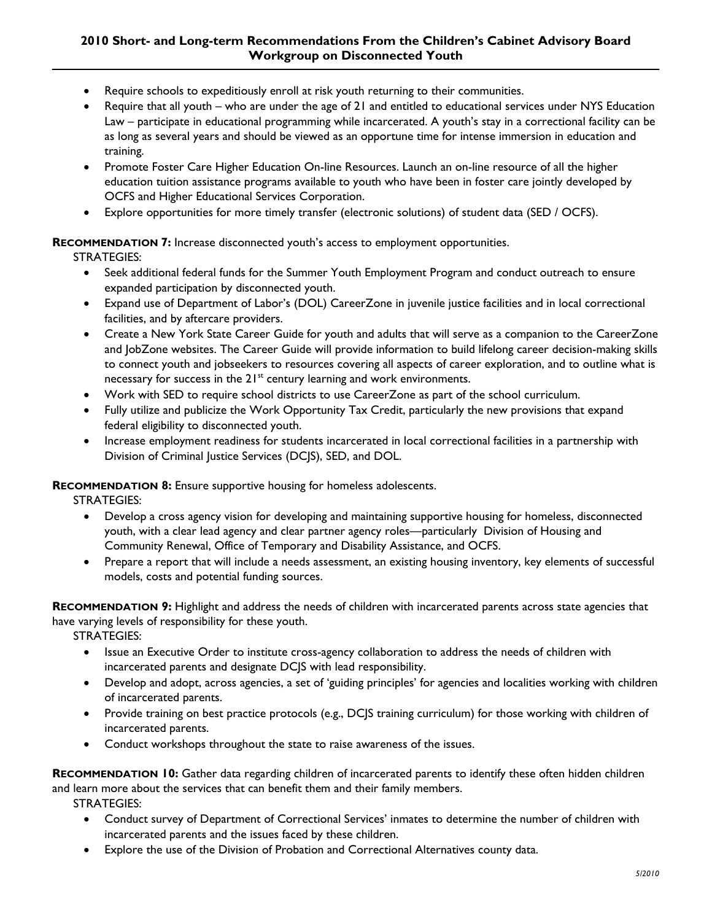- Require schools to expeditiously enroll at risk youth returning to their communities.
- Require that all youth – who are under the age of 21 and entitled to educational services under NYS Education Law – participate in educational programming while incarcerated. A youth's stay in a correctional facility can be as long as several years and should be viewed as an opportune time for intense immersion in education and training.
- Promote Foster Care Higher Education On-line Resources. Launch an on-line resource of all the higher education tuition assistance programs available to youth who have been in foster care jointly developed by OCFS and Higher Educational Services Corporation.
- Explore opportunities for more timely transfer (electronic solutions) of student data (SED / OCFS).

**RECOMMENDATION 7:** Increase disconnected youth's access to employment opportunities.

STRATEGIES:

- Seek additional federal funds for the Summer Youth Employment Program and conduct outreach to ensure expanded participation by disconnected youth.
- Expand use of Department of Labor's (DOL) CareerZone in juvenile justice facilities and in local correctional facilities, and by aftercare providers.
- Create a New York State Career Guide for youth and adults that will serve as a companion to the CareerZone and JobZone websites. The Career Guide will provide information to build lifelong career decision-making skills to connect youth and jobseekers to resources covering all aspects of career exploration, and to outline what is necessary for success in the 21st century learning and work environments.
- Work with SED to require school districts to use CareerZone as part of the school curriculum.
- Fully utilize and publicize the Work Opportunity Tax Credit, particularly the new provisions that expand federal eligibility to disconnected youth.
- Increase employment readiness for students incarcerated in local correctional facilities in a partnership with Division of Criminal Justice Services (DCJS), SED, and DOL.

**RECOMMENDATION 8:** Ensure supportive housing for homeless adolescents.

STRATEGIES:

- Develop a cross agency vision for developing and maintaining supportive housing for homeless, disconnected youth, with a clear lead agency and clear partner agency roles—particularly Division of Housing and Community Renewal, Office of Temporary and Disability Assistance, and OCFS.
- Prepare a report that will include a needs assessment, an existing housing inventory, key elements of successful models, costs and potential funding sources.

**RECOMMENDATION 9:** Highlight and address the needs of children with incarcerated parents across state agencies that have varying levels of responsibility for these youth.

STRATEGIES:

- Issue an Executive Order to institute cross-agency collaboration to address the needs of children with incarcerated parents and designate DCJS with lead responsibility.
- Develop and adopt, across agencies, a set of 'guiding principles' for agencies and localities working with children of incarcerated parents.
- Provide training on best practice protocols (e.g., DCJS training curriculum) for those working with children of incarcerated parents.
- Conduct workshops throughout the state to raise awareness of the issues.

**RECOMMENDATION 10:** Gather data regarding children of incarcerated parents to identify these often hidden children and learn more about the services that can benefit them and their family members.

STRATEGIES:

- Conduct survey of Department of Correctional Services' inmates to determine the number of children with incarcerated parents and the issues faced by these children.
- Explore the use of the Division of Probation and Correctional Alternatives county data.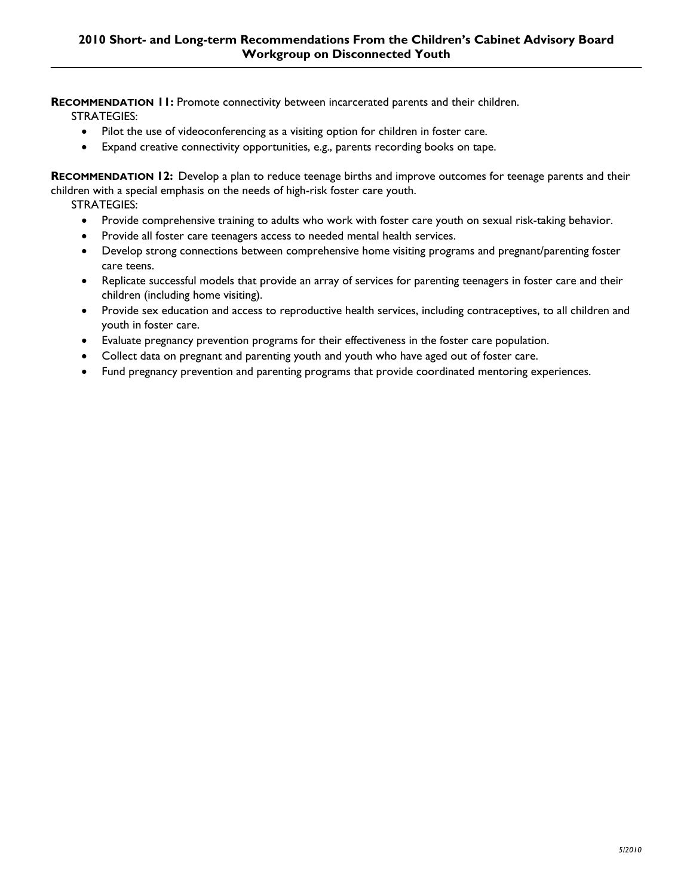**RECOMMENDATION 11:** Promote connectivity between incarcerated parents and their children.

STRATEGIES:

- Pilot the use of videoconferencing as a visiting option for children in foster care.
- Expand creative connectivity opportunities, e.g., parents recording books on tape.

**RECOMMENDATION 12:** Develop a plan to reduce teenage births and improve outcomes for teenage parents and their children with a special emphasis on the needs of high-risk foster care youth.

STRATEGIES:

- Provide comprehensive training to adults who work with foster care youth on sexual risk-taking behavior.
- Provide all foster care teenagers access to needed mental health services.
- Develop strong connections between comprehensive home visiting programs and pregnant/parenting foster care teens.
- Replicate successful models that provide an array of services for parenting teenagers in foster care and their children (including home visiting).
- Provide sex education and access to reproductive health services, including contraceptives, to all children and youth in foster care.
- Evaluate pregnancy prevention programs for their effectiveness in the foster care population.
- Collect data on pregnant and parenting youth and youth who have aged out of foster care.
- Fund pregnancy prevention and parenting programs that provide coordinated mentoring experiences.